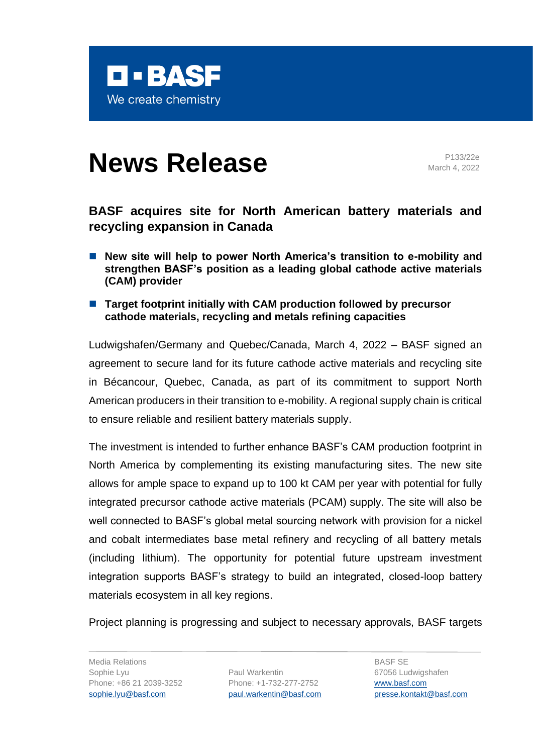BASF
We create chemistry

# News Release

P133/22e
March 4, 2022

## BASF acquires site for North American battery materials and recycling expansion in Canada

- **New site will help to power North America's transition to e-mobility and strengthen BASF's position as a leading global cathode active materials (CAM) provider**
- **Target footprint initially with CAM production followed by precursor cathode materials, recycling and metals refining capacities**

Ludwigshafen/Germany and Quebec/Canada, March 4, 2022 – BASF signed an agreement to secure land for its future cathode active materials and recycling site in Bécancour, Quebec, Canada, as part of its commitment to support North American producers in their transition to e-mobility. A regional supply chain is critical to ensure reliable and resilient battery materials supply.

The investment is intended to further enhance BASF's CAM production footprint in North America by complementing its existing manufacturing sites. The new site allows for ample space to expand up to 100 kt CAM per year with potential for fully integrated precursor cathode active materials (PCAM) supply. The site will also be well connected to BASF's global metal sourcing network with provision for a nickel and cobalt intermediates base metal refinery and recycling of all battery metals (including lithium). The opportunity for potential future upstream investment integration supports BASF's strategy to build an integrated, closed-loop battery materials ecosystem in all key regions.

Project planning is progressing and subject to necessary approvals, BASF targets

Media Relations
Sophie Lyu
Phone: +86 21 2039-3252
sophie.lyu@basf.com

Paul Warkentin
Phone: +1-732-277-2752
paul.warkentin@basf.com

BASF SE
67056 Ludwigshafen
www.basf.com
presse.kontakt@basf.com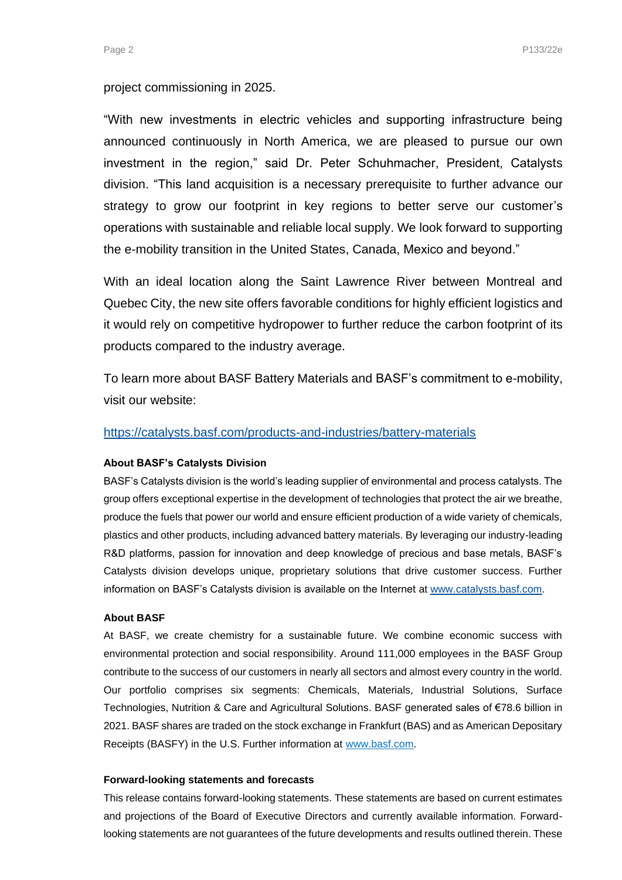project commissioning in 2025.

"With new investments in electric vehicles and supporting infrastructure being announced continuously in North America, we are pleased to pursue our own investment in the region," said Dr. Peter Schuhmacher, President, Catalysts division. "This land acquisition is a necessary prerequisite to further advance our strategy to grow our footprint in key regions to better serve our customer's operations with sustainable and reliable local supply. We look forward to supporting the e-mobility transition in the United States, Canada, Mexico and beyond."

With an ideal location along the Saint Lawrence River between Montreal and Quebec City, the new site offers favorable conditions for highly efficient logistics and it would rely on competitive hydropower to further reduce the carbon footprint of its products compared to the industry average.

To learn more about BASF Battery Materials and BASF's commitment to e-mobility, visit our website:

https://catalysts.basf.com/products-and-industries/battery-materials

**About BASF's Catalysts Division**

BASF's Catalysts division is the world's leading supplier of environmental and process catalysts. The group offers exceptional expertise in the development of technologies that protect the air we breathe, produce the fuels that power our world and ensure efficient production of a wide variety of chemicals, plastics and other products, including advanced battery materials. By leveraging our industry-leading R&D platforms, passion for innovation and deep knowledge of precious and base metals, BASF's Catalysts division develops unique, proprietary solutions that drive customer success. Further information on BASF's Catalysts division is available on the Internet at www.catalysts.basf.com.

**About BASF**

At BASF, we create chemistry for a sustainable future. We combine economic success with environmental protection and social responsibility. Around 111,000 employees in the BASF Group contribute to the success of our customers in nearly all sectors and almost every country in the world. Our portfolio comprises six segments: Chemicals, Materials, Industrial Solutions, Surface Technologies, Nutrition & Care and Agricultural Solutions. BASF generated sales of €78.6 billion in 2021. BASF shares are traded on the stock exchange in Frankfurt (BAS) and as American Depositary Receipts (BASFY) in the U.S. Further information at www.basf.com.

**Forward-looking statements and forecasts**

This release contains forward-looking statements. These statements are based on current estimates and projections of the Board of Executive Directors and currently available information. Forward-looking statements are not guarantees of the future developments and results outlined therein. These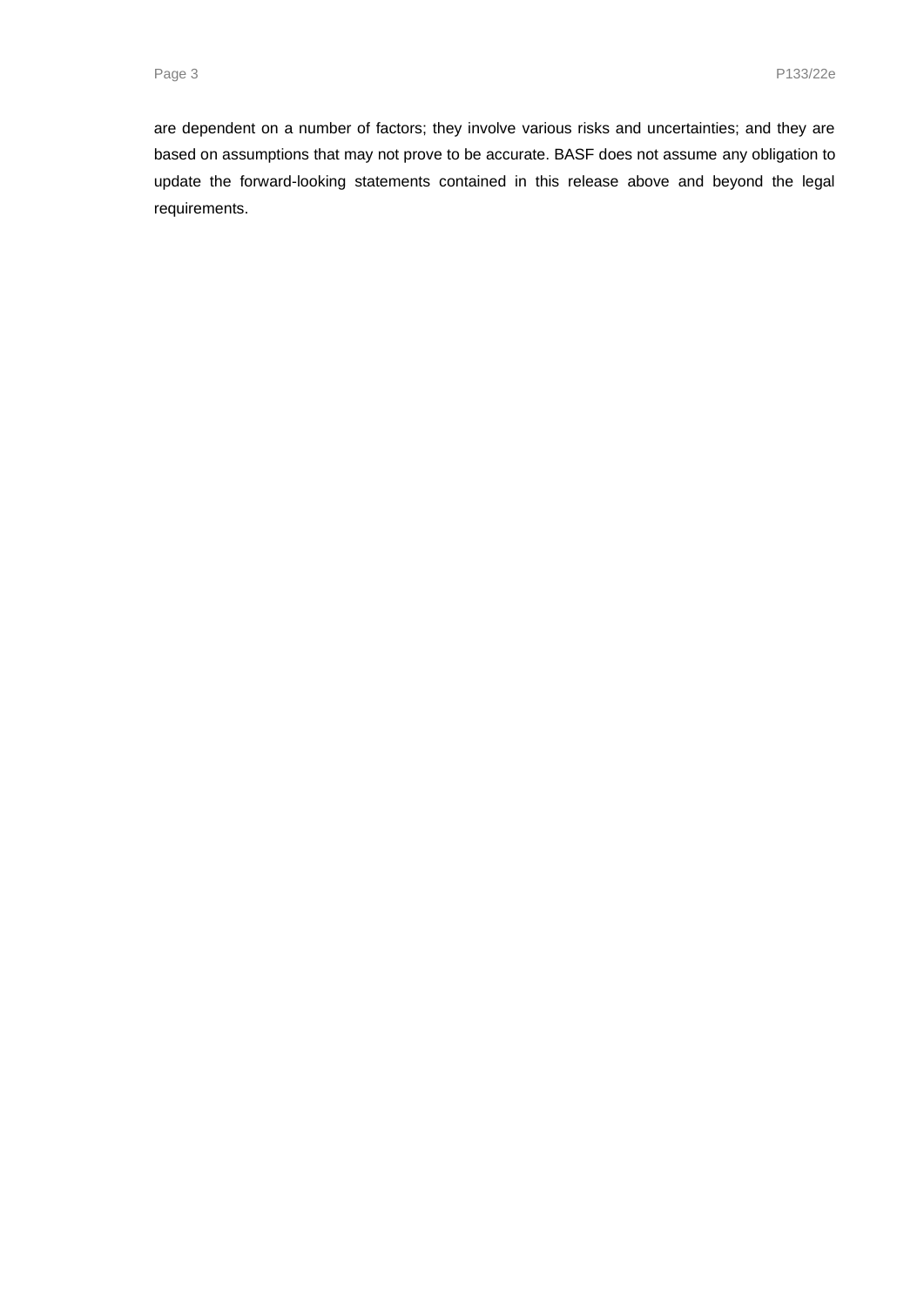are dependent on a number of factors; they involve various risks and uncertainties; and they are based on assumptions that may not prove to be accurate. BASF does not assume any obligation to update the forward-looking statements contained in this release above and beyond the legal requirements.